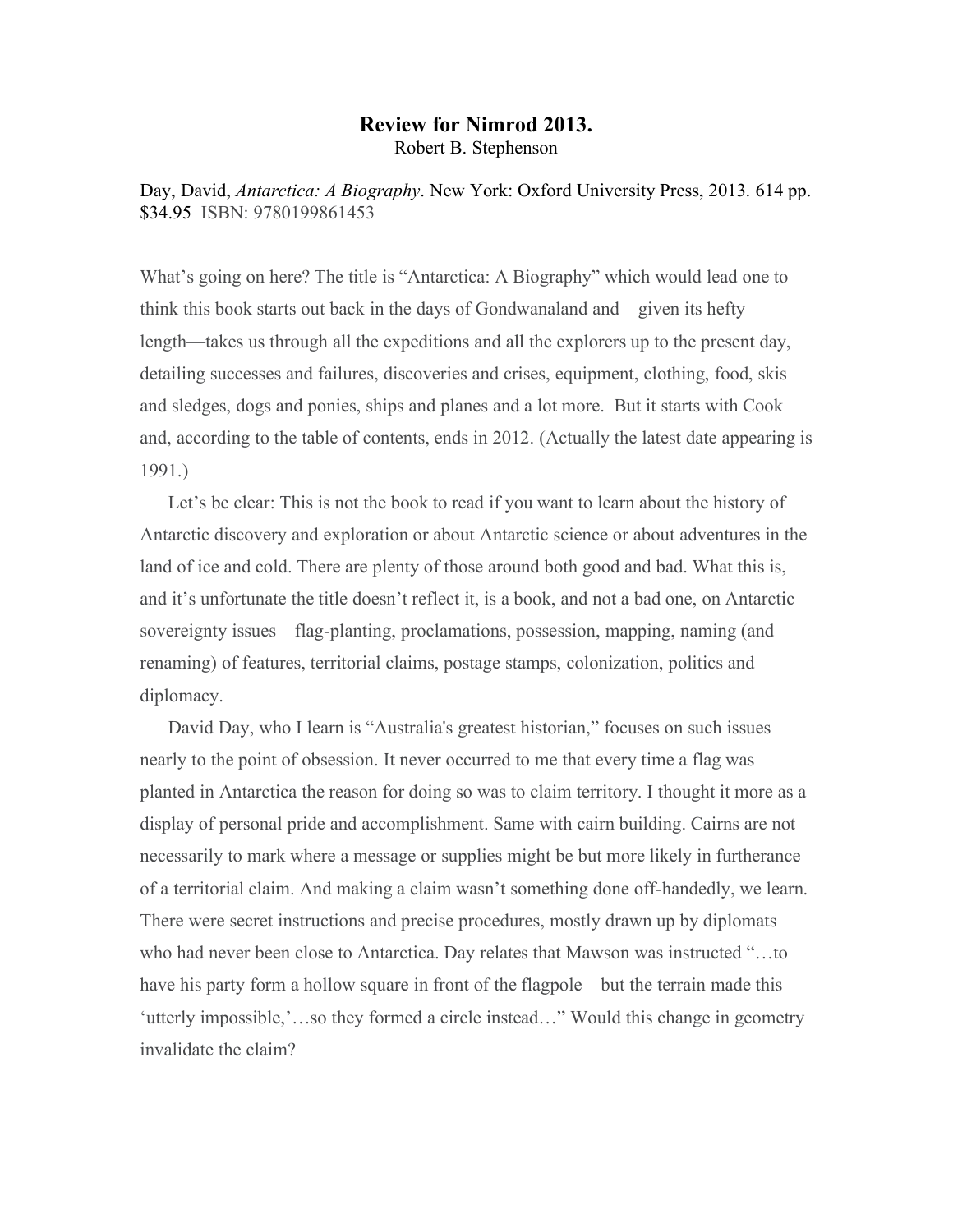# Review for Nimrod 2013.

Robert B. Stephenson

Day, David, *Antarctica: A Biography*. New York: Oxford University Press, 2013. 614 pp. $34.95 ISBN: 9780199861453

What's going on here? The title is "Antarctica: A Biography" which would lead one to think this book starts out back in the days of Gondwanaland and—given its hefty length—takes us through all the expeditions and all the explorers up to the present day, detailing successes and failures, discoveries and crises, equipment, clothing, food, skis and sledges, dogs and ponies, ships and planes and a lot more. But it starts with Cook and, according to the table of contents, ends in 2012. (Actually the latest date appearing is 1991.)

Let's be clear: This is not the book to read if you want to learn about the history of Antarctic discovery and exploration or about Antarctic science or about adventures in the land of ice and cold. There are plenty of those around both good and bad. What this is, and it's unfortunate the title doesn't reflect it, is a book, and not a bad one, on Antarctic sovereignty issues—flag-planting, proclamations, possession, mapping, naming (and renaming) of features, territorial claims, postage stamps, colonization, politics and diplomacy.

David Day, who I learn is "Australia's greatest historian," focuses on such issues nearly to the point of obsession. It never occurred to me that every time a flag was planted in Antarctica the reason for doing so was to claim territory. I thought it more as a display of personal pride and accomplishment. Same with cairn building. Cairns are not necessarily to mark where a message or supplies might be but more likely in furtherance of a territorial claim. And making a claim wasn't something done off-handedly, we learn. There were secret instructions and precise procedures, mostly drawn up by diplomats who had never been close to Antarctica. Day relates that Mawson was instructed "…to have his party form a hollow square in front of the flagpole—but the terrain made this 'utterly impossible,'…so they formed a circle instead…" Would this change in geometry invalidate the claim?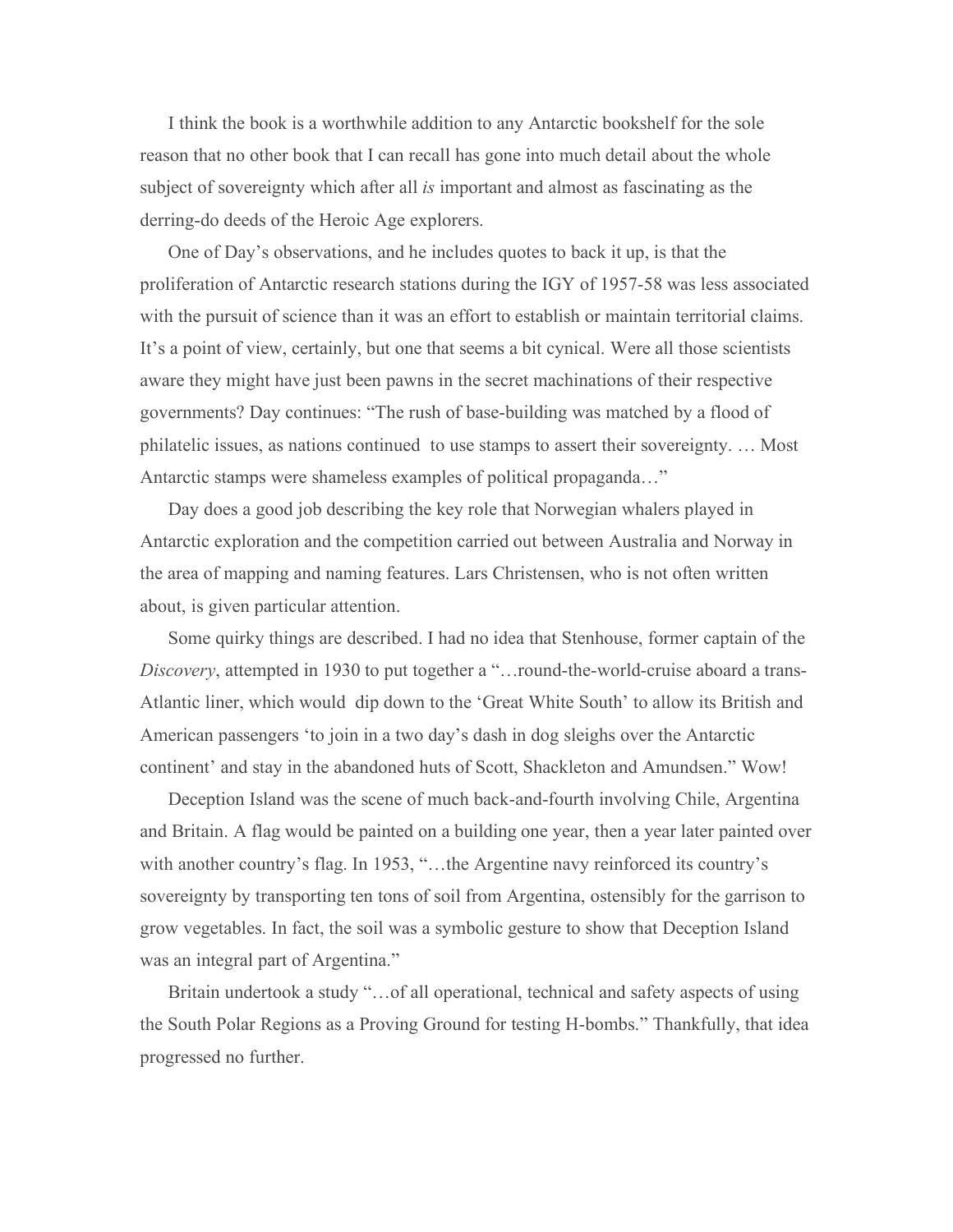I think the book is a worthwhile addition to any Antarctic bookshelf for the sole reason that no other book that I can recall has gone into much detail about the whole subject of sovereignty which after all *is* important and almost as fascinating as the derring-do deeds of the Heroic Age explorers.

One of Day's observations, and he includes quotes to back it up, is that the proliferation of Antarctic research stations during the IGY of 1957-58 was less associated with the pursuit of science than it was an effort to establish or maintain territorial claims. It's a point of view, certainly, but one that seems a bit cynical. Were all those scientists aware they might have just been pawns in the secret machinations of their respective governments? Day continues: "The rush of base-building was matched by a flood of philatelic issues, as nations continued to use stamps to assert their sovereignty. … Most Antarctic stamps were shameless examples of political propaganda…"

Day does a good job describing the key role that Norwegian whalers played in Antarctic exploration and the competition carried out between Australia and Norway in the area of mapping and naming features. Lars Christensen, who is not often written about, is given particular attention.

Some quirky things are described. I had no idea that Stenhouse, former captain of the *Discovery*, attempted in 1930 to put together a "…round-the-world-cruise aboard a trans-Atlantic liner, which would dip down to the 'Great White South' to allow its British and American passengers 'to join in a two day's dash in dog sleighs over the Antarctic continent' and stay in the abandoned huts of Scott, Shackleton and Amundsen." Wow!

Deception Island was the scene of much back-and-fourth involving Chile, Argentina and Britain. A flag would be painted on a building one year, then a year later painted over with another country's flag. In 1953, "…the Argentine navy reinforced its country's sovereignty by transporting ten tons of soil from Argentina, ostensibly for the garrison to grow vegetables. In fact, the soil was a symbolic gesture to show that Deception Island was an integral part of Argentina."

Britain undertook a study "…of all operational, technical and safety aspects of using the South Polar Regions as a Proving Ground for testing H-bombs." Thankfully, that idea progressed no further.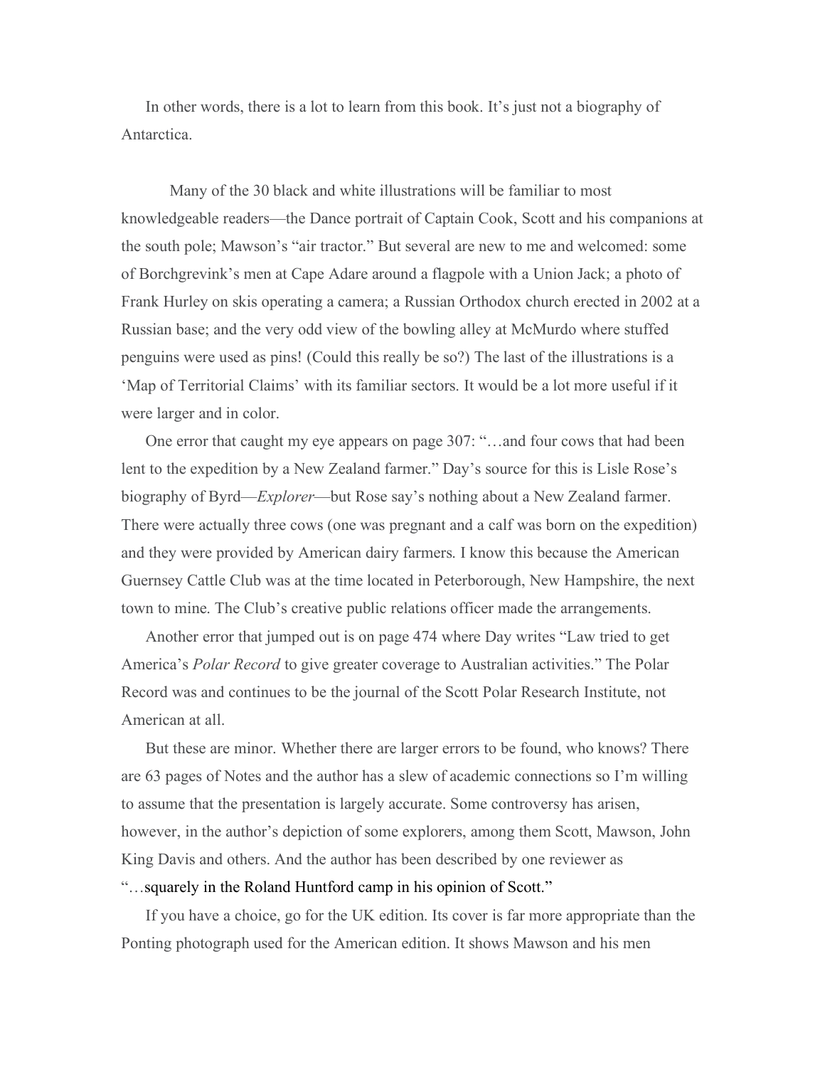In other words, there is a lot to learn from this book. It's just not a biography of Antarctica.

Many of the 30 black and white illustrations will be familiar to most knowledgeable readers—the Dance portrait of Captain Cook, Scott and his companions at the south pole; Mawson's "air tractor." But several are new to me and welcomed: some of Borchgrevink's men at Cape Adare around a flagpole with a Union Jack; a photo of Frank Hurley on skis operating a camera; a Russian Orthodox church erected in 2002 at a Russian base; and the very odd view of the bowling alley at McMurdo where stuffed penguins were used as pins! (Could this really be so?) The last of the illustrations is a 'Map of Territorial Claims' with its familiar sectors. It would be a lot more useful if it were larger and in color.

One error that caught my eye appears on page 307: "…and four cows that had been lent to the expedition by a New Zealand farmer." Day's source for this is Lisle Rose's biography of Byrd—*Explorer*—but Rose say's nothing about a New Zealand farmer. There were actually three cows (one was pregnant and a calf was born on the expedition) and they were provided by American dairy farmers. I know this because the American Guernsey Cattle Club was at the time located in Peterborough, New Hampshire, the next town to mine. The Club's creative public relations officer made the arrangements.

Another error that jumped out is on page 474 where Day writes "Law tried to get America's *Polar Record* to give greater coverage to Australian activities." The Polar Record was and continues to be the journal of the Scott Polar Research Institute, not American at all.

But these are minor. Whether there are larger errors to be found, who knows? There are 63 pages of Notes and the author has a slew of academic connections so I'm willing to assume that the presentation is largely accurate. Some controversy has arisen, however, in the author's depiction of some explorers, among them Scott, Mawson, John King Davis and others. And the author has been described by one reviewer as "…squarely in the Roland Huntford camp in his opinion of Scott."

If you have a choice, go for the UK edition. Its cover is far more appropriate than the Ponting photograph used for the American edition. It shows Mawson and his men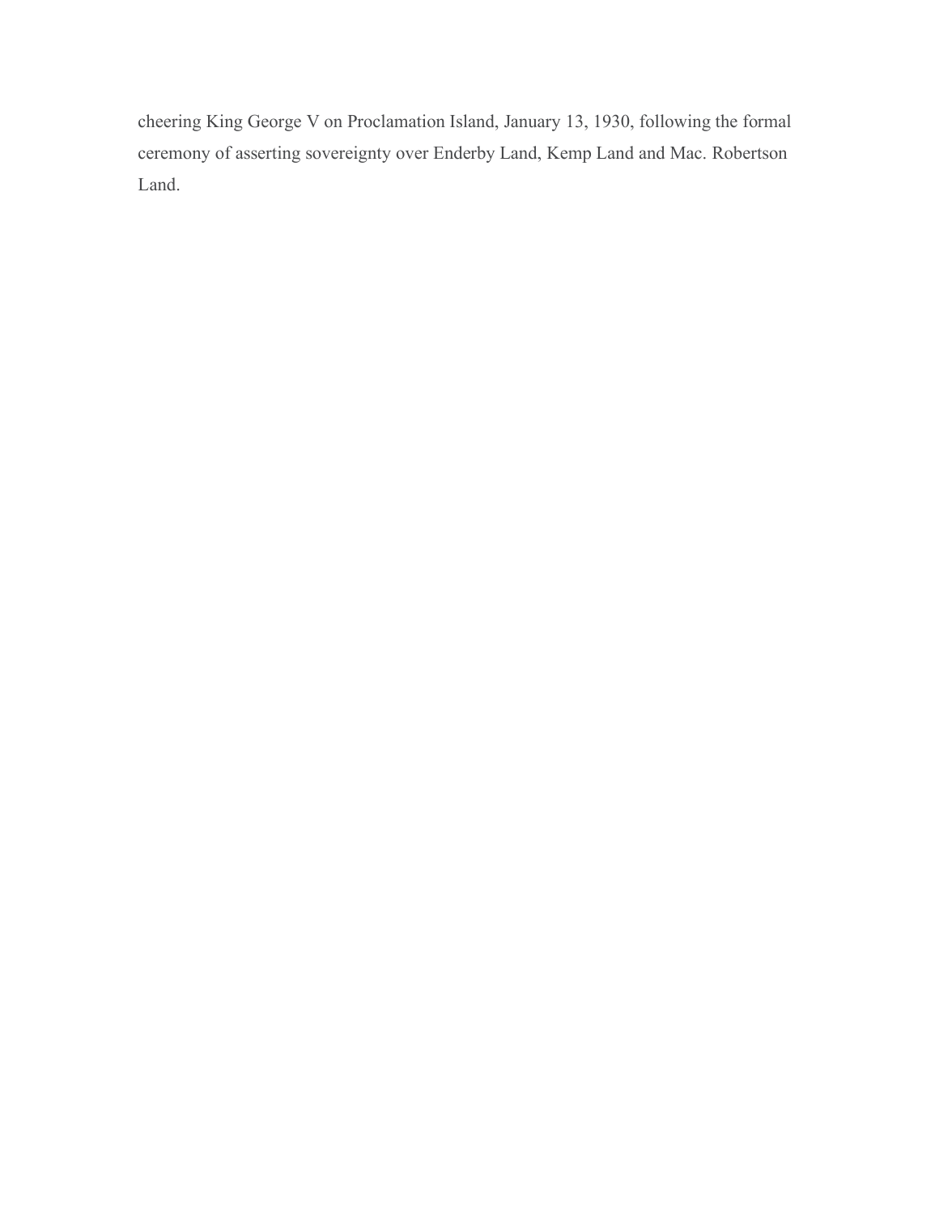cheering King George V on Proclamation Island, January 13, 1930, following the formal ceremony of asserting sovereignty over Enderby Land, Kemp Land and Mac. Robertson Land.